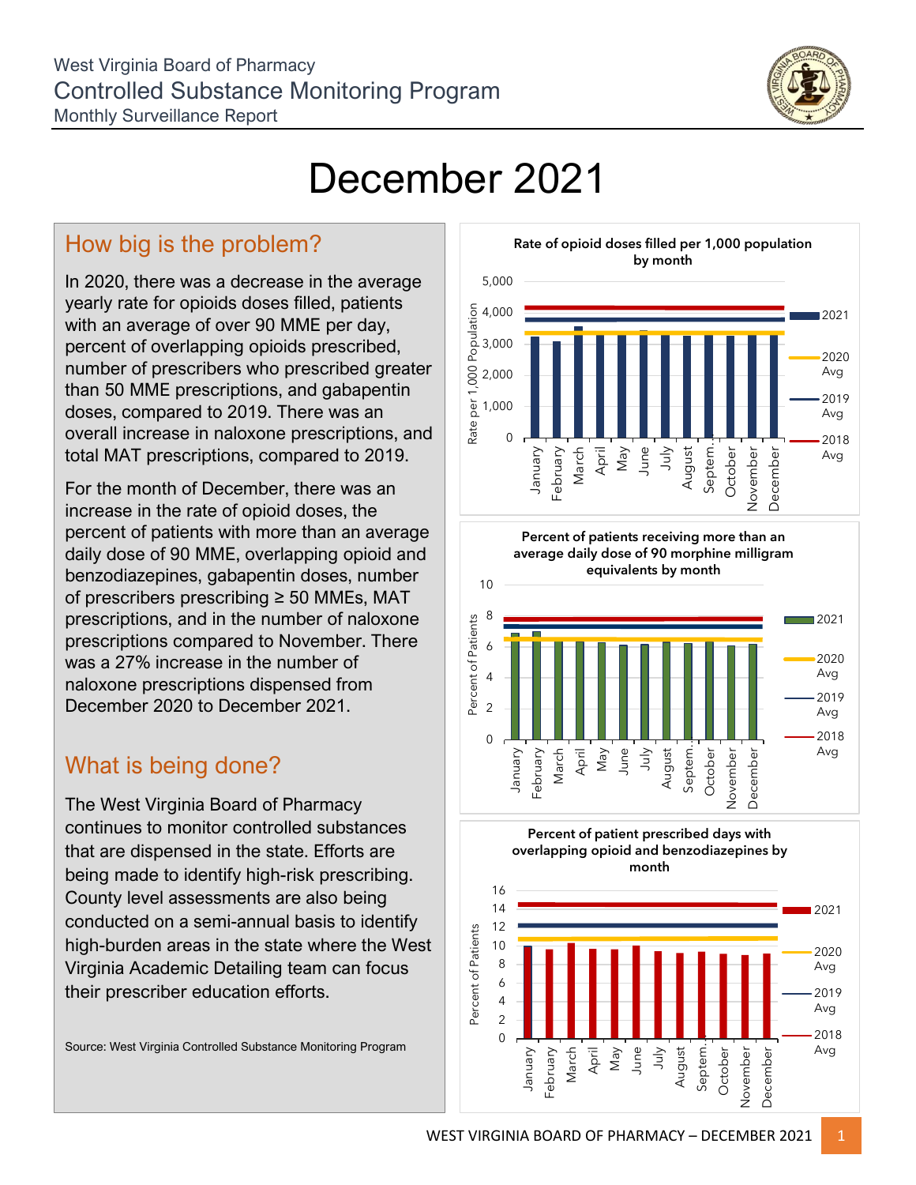West Virginia Board of Pharmacy
Controlled Substance Monitoring Program
Monthly Surveillance Report

# December 2021

## How big is the problem?

In 2020, there was a decrease in the average yearly rate for opioids doses filled, patients with an average of over 90 MME per day, percent of overlapping opioids prescribed, number of prescribers who prescribed greater than 50 MME prescriptions, and gabapentin doses, compared to 2019. There was an overall increase in naloxone prescriptions, and total MAT prescriptions, compared to 2019.

For the month of December, there was an increase in the rate of opioid doses, the percent of patients with more than an average daily dose of 90 MME, overlapping opioid and benzodiazepines, gabapentin doses, number of prescribers prescribing ≥ 50 MMEs, MAT prescriptions, and in the number of naloxone prescriptions compared to November. There was a 27% increase in the number of naloxone prescriptions dispensed from December 2020 to December 2021.

## What is being done?

The West Virginia Board of Pharmacy continues to monitor controlled substances that are dispensed in the state. Efforts are being made to identify high-risk prescribing. County level assessments are also being conducted on a semi-annual basis to identify high-burden areas in the state where the West Virginia Academic Detailing team can focus their prescriber education efforts.

Source: West Virginia Controlled Substance Monitoring Program

**Rate of opioid doses filled per 1,000 population by month**

**Percent of patients receiving more than an average daily dose of 90 morphine milligram equivalents by month**

**Percent of patient prescribed days with overlapping opioid and benzodiazepines by month**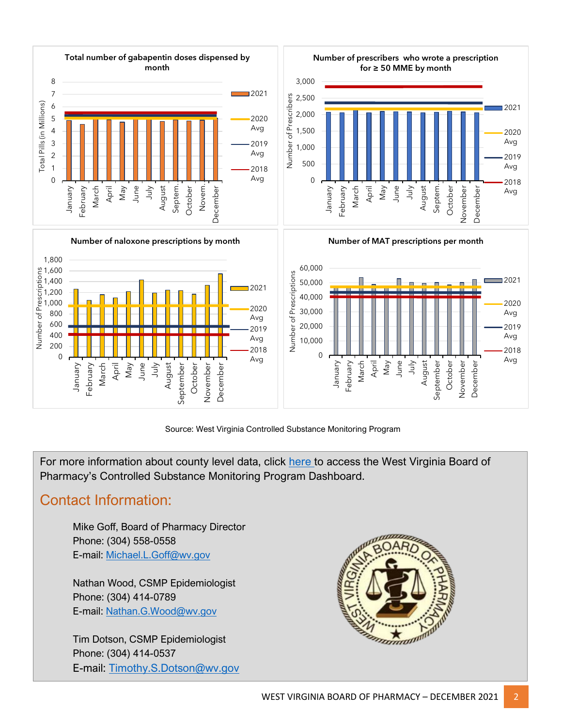Total number of gabapentin doses dispensed by month

Total Pills (in Millions)

8
7
6
5
4
3
2
1
0

January February March April May June July August Septem... October Novem... December

2021
2020 Avg
2019 Avg
2018 Avg

Number of prescribers who wrote a prescription for ≥ 50 MME by month

Number of Prescribers

3,000
2,500
2,000
1,500
1,000
500
0

January February March April May June July August Septem... October November December

2021
2020 Avg
2019 Avg
2018 Avg

Number of naloxone prescriptions by month

Number of Prescriptions

1,800
1,600
1,400
1,200
1,000
800
600
400
200
0

January February March April May June July August September October November December

2021
2020 Avg
2019 Avg
2018 Avg

Number of MAT prescriptions per month

Number of Prescriptions

60,000
50,000
40,000
30,000
20,000
10,000
0

January February March April May June July August September October November December

2021
2020 Avg
2019 Avg
2018 Avg

Source: West Virginia Controlled Substance Monitoring Program

For more information about county level data, click here to access the West Virginia Board of Pharmacy's Controlled Substance Monitoring Program Dashboard.

## Contact Information:

Mike Goff, Board of Pharmacy Director
Phone: (304) 558-0558
E-mail: Michael.L.Goff@wv.gov

Nathan Wood, CSMP Epidemiologist
Phone: (304) 414-0789
E-mail: Nathan.G.Wood@wv.gov

Tim Dotson, CSMP Epidemiologist
Phone: (304) 414-0537
E-mail: Timothy.S.Dotson@wv.gov